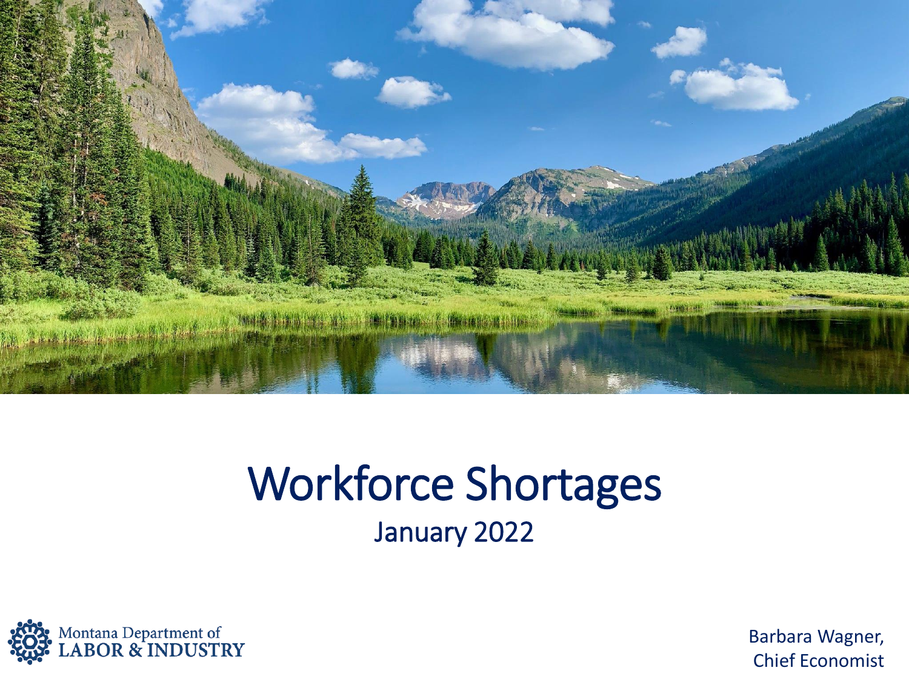# Workforce Shortages

January 2022

Montana Department of LABOR & INDUSTRY

Barbara Wagner, Chief Economist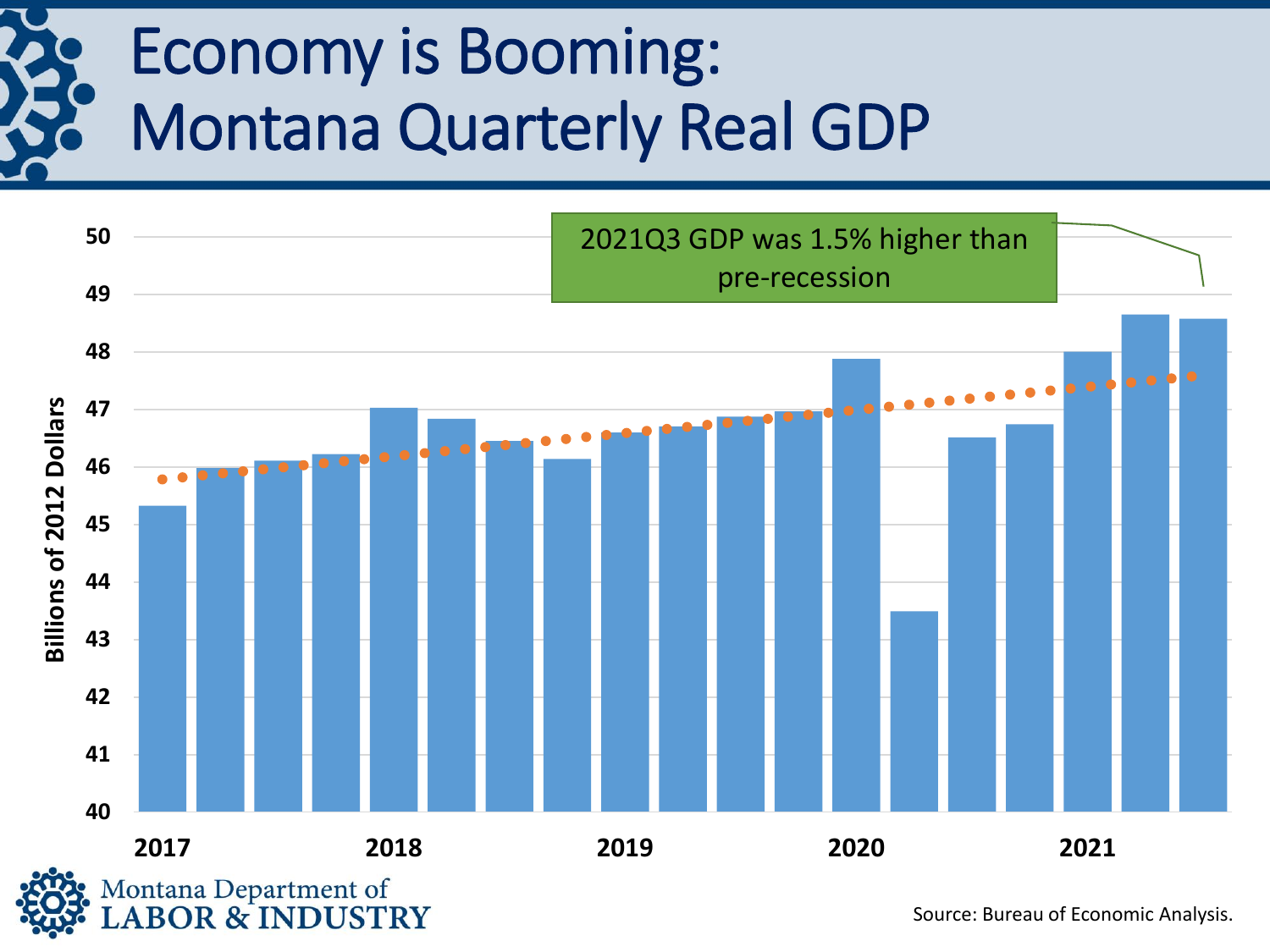# Economy is Booming: Montana Quarterly Real GDP

2021Q3 GDP was 1.5% higher than pre-recession

Billions of 2012 Dollars

50
49
48
47
46
45
44
43
42
41
40

2017 2018 2019 2020 2021

Montana Department of LABOR & INDUSTRY

Source: Bureau of Economic Analysis.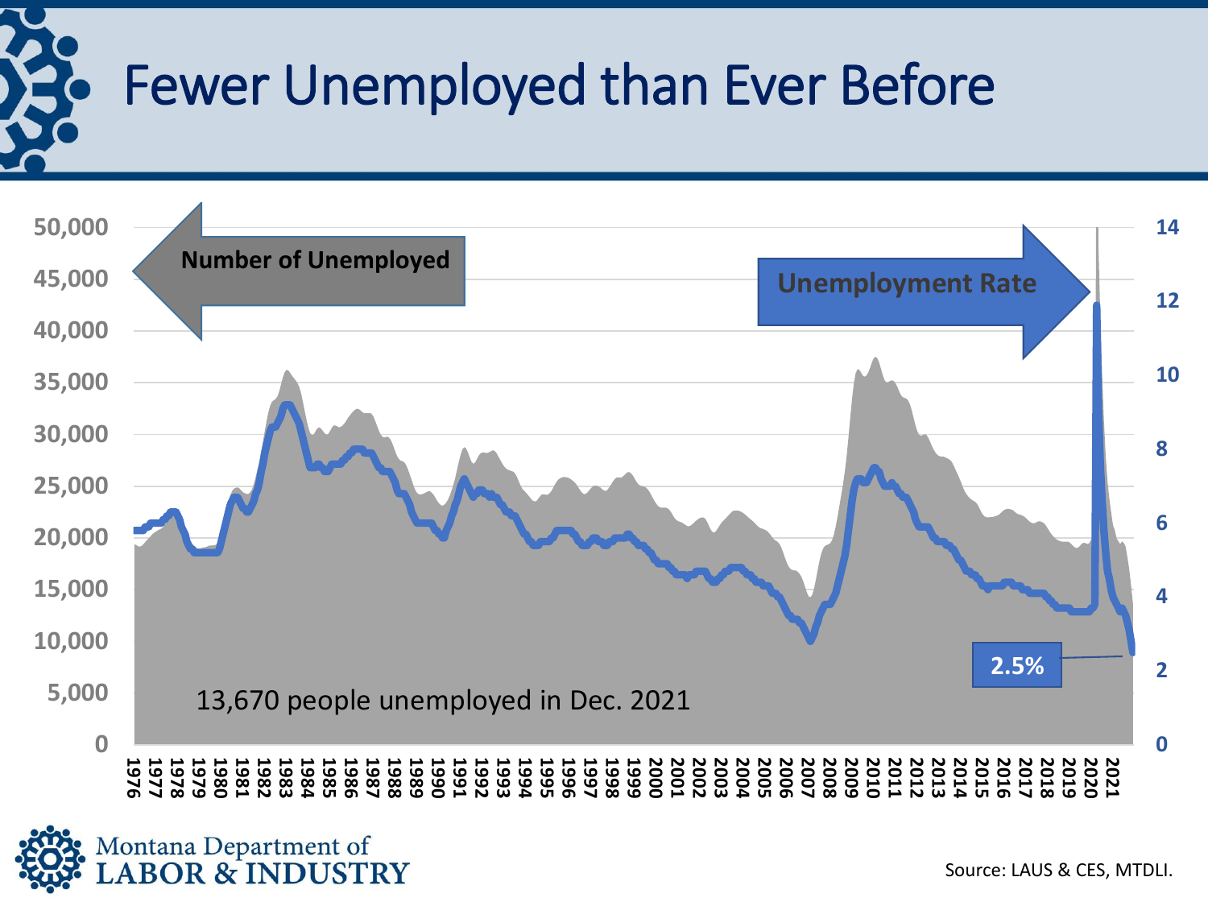# Fewer Unemployed than Ever Before

Number of Unemployed

Unemployment Rate

2.5%

13,670 people unemployed in Dec. 2021

Source: LAUS & CES, MTDLI.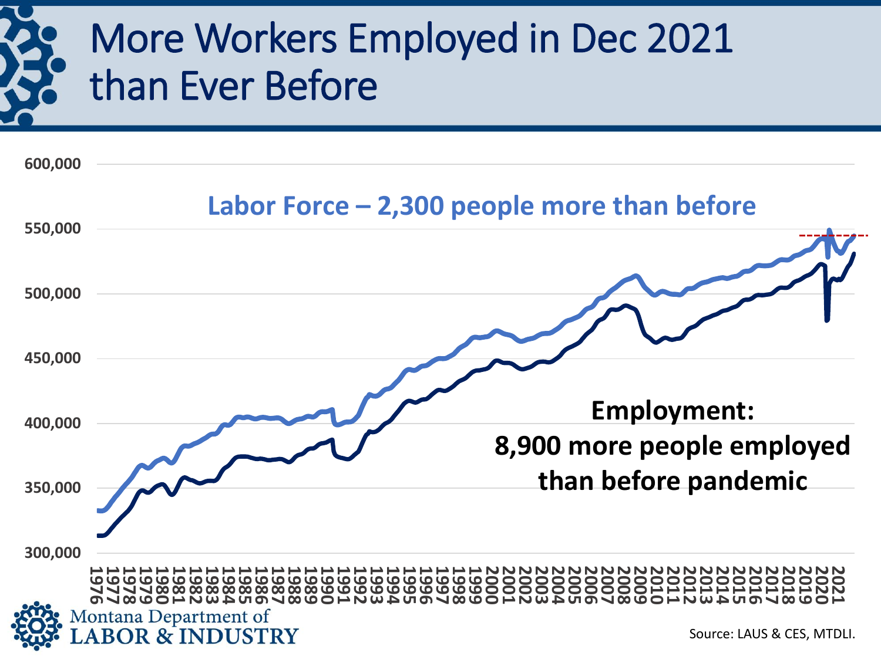# More Workers Employed in Dec 2021 than Ever Before

Labor Force – 2,300 people more than before

**Employment: 8,900 more people employed than before pandemic**

Source: LAUS & CES, MTDLI.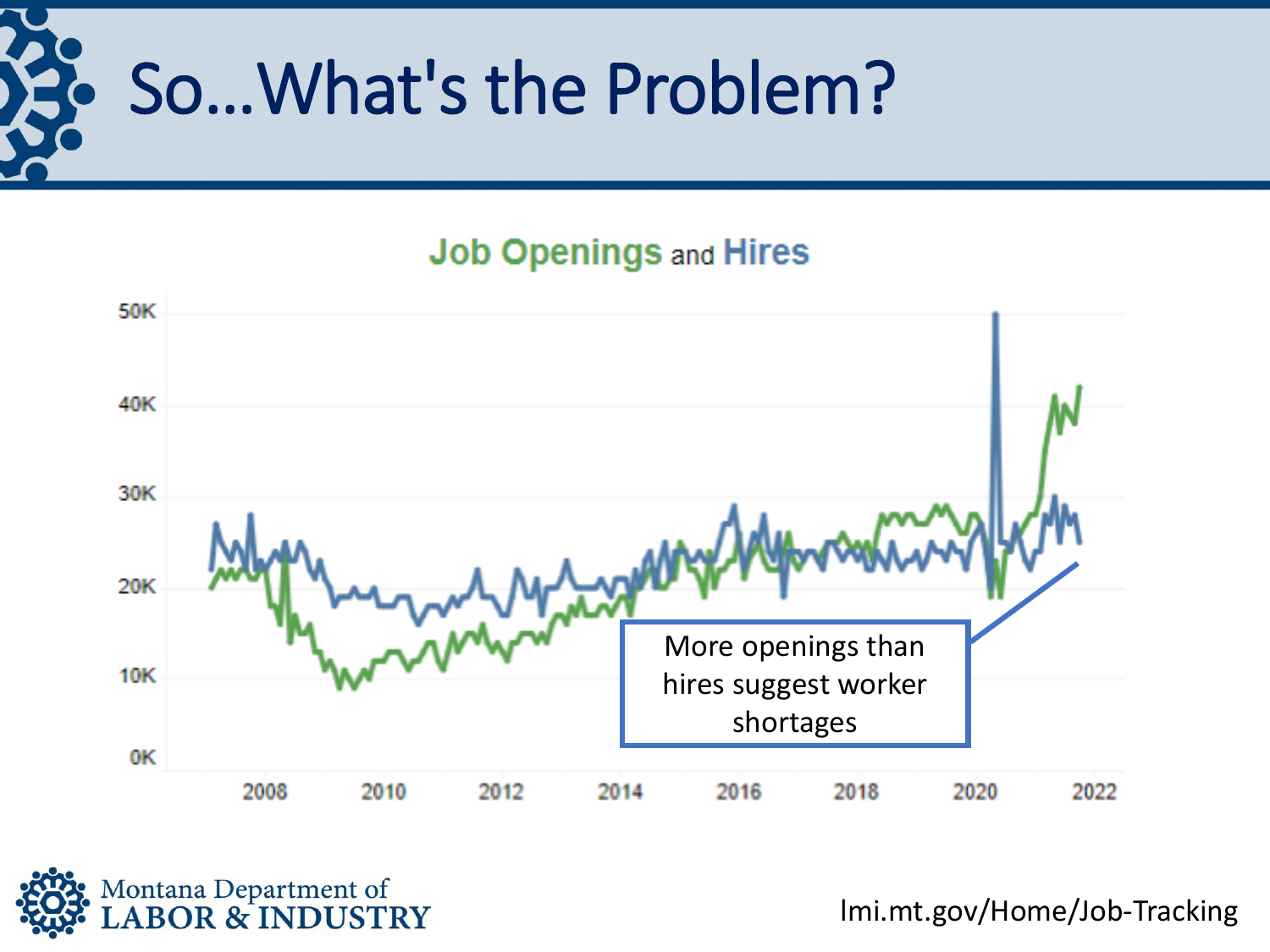# So...What's the Problem?

Job Openings and Hires

More openings than hires suggest worker shortages

Montana Department of LABOR & INDUSTRY

lmi.mt.gov/Home/Job-Tracking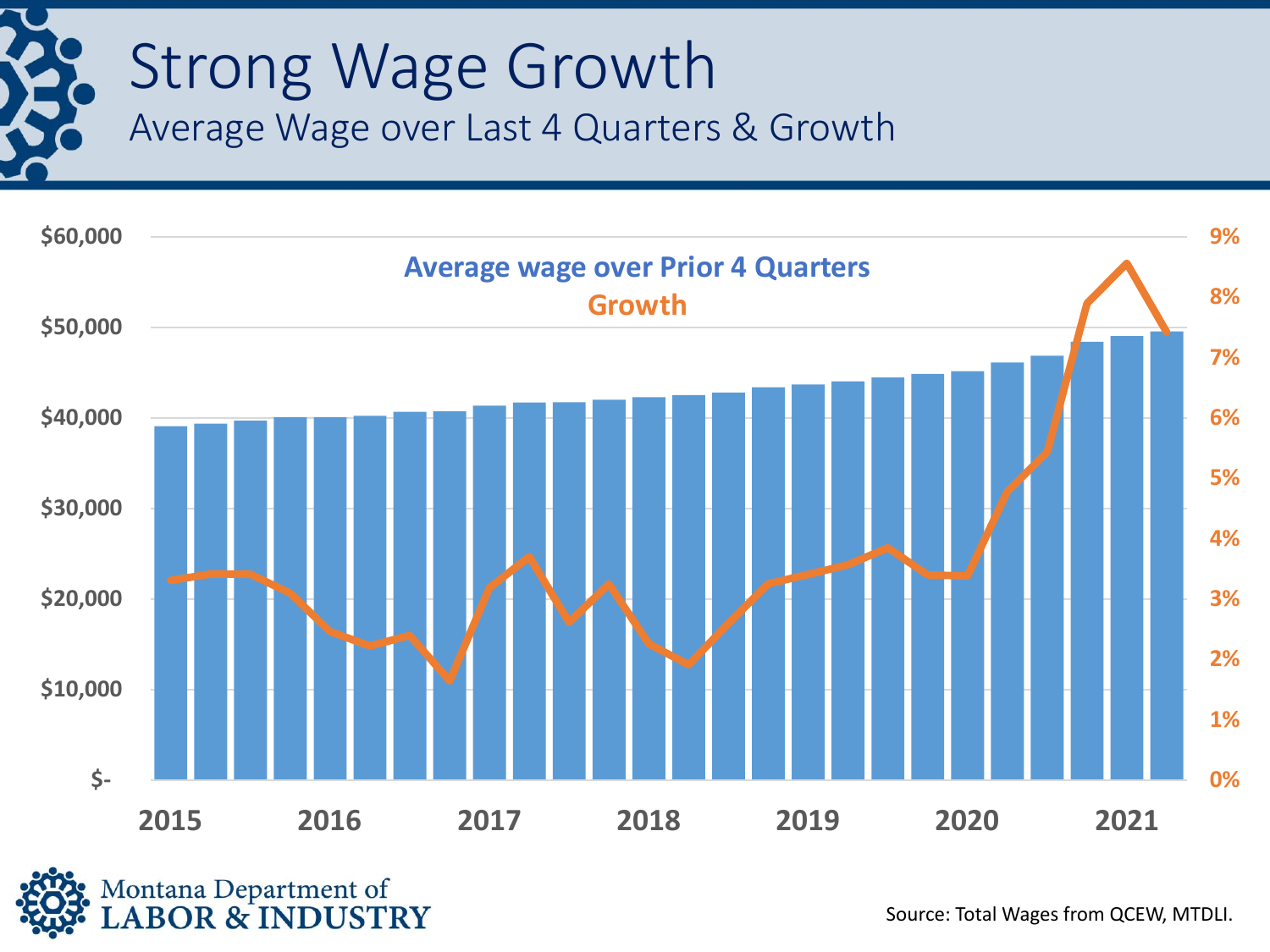# Strong Wage Growth

## Average Wage over Last 4 Quarters & Growth

Average wage over Prior 4 Quarters

Growth

$60,000 | $50,000 | $40,000 | $30,000 | $20,000 | $10,000 | $-

9% | 8% | 7% | 6% | 5% | 4% | 3% | 2% | 1% | 0%

2015 | 2016 | 2017 | 2018 | 2019 | 2020 | 2021

Montana Department of LABOR & INDUSTRY

Source: Total Wages from QCEW, MTDLI.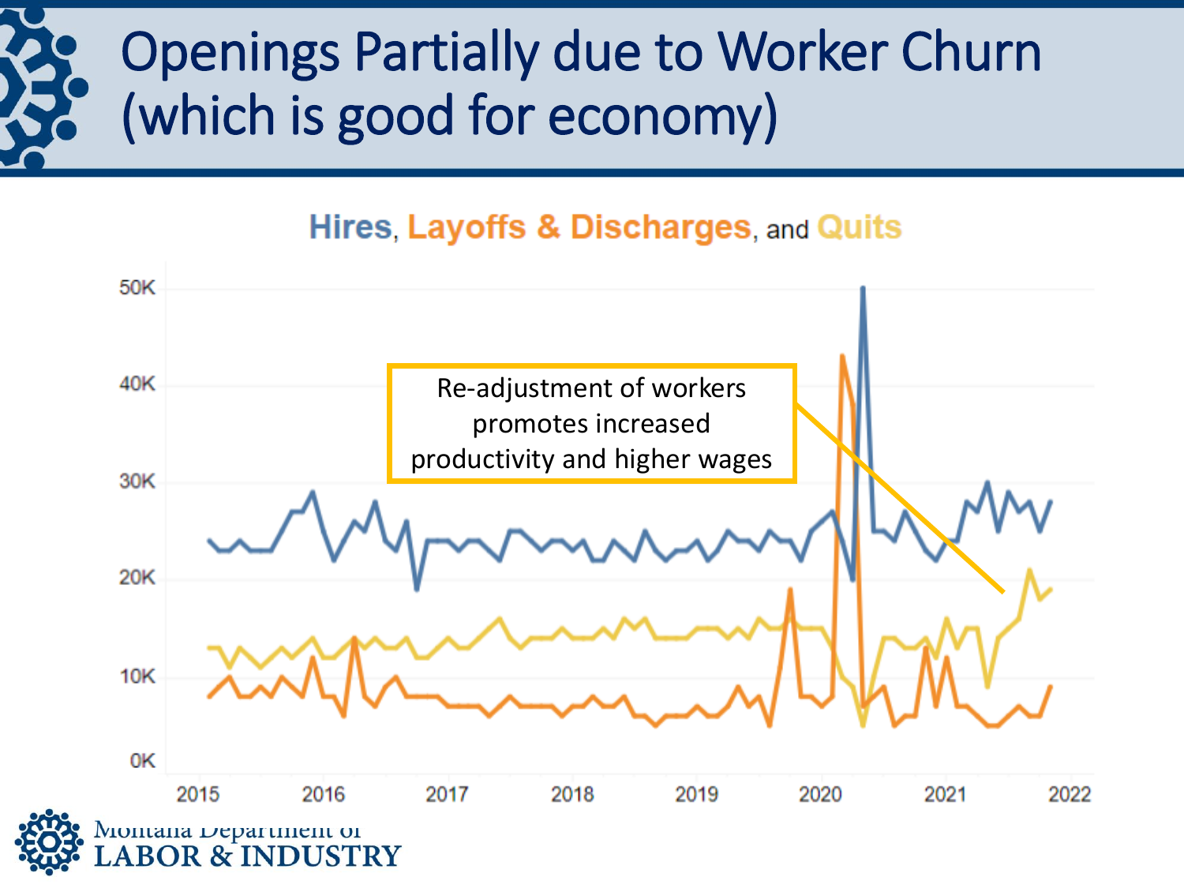# Openings Partially due to Worker Churn (which is good for economy)

**Hires, Layoffs & Discharges, and Quits**

Re-adjustment of workers promotes increased productivity and higher wages

Montana Department of LABOR & INDUSTRY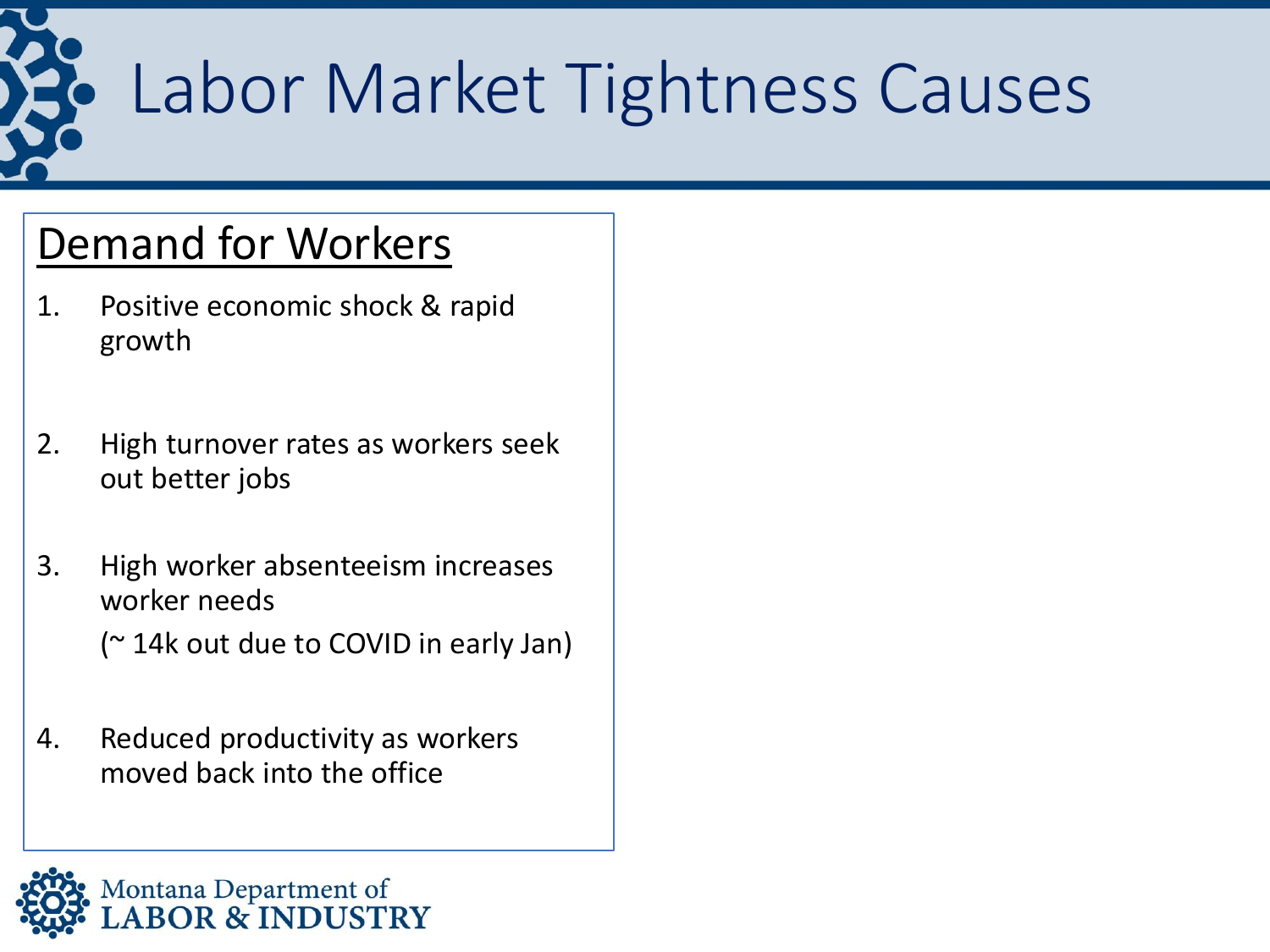# Labor Market Tightness Causes

## Demand for Workers

1. Positive economic shock & rapid growth
2. High turnover rates as workers seek out better jobs
3. High worker absenteeism increases worker needs

   (~ 14k out due to COVID in early Jan)
4. Reduced productivity as workers moved back into the office

Montana Department of
LABOR & INDUSTRY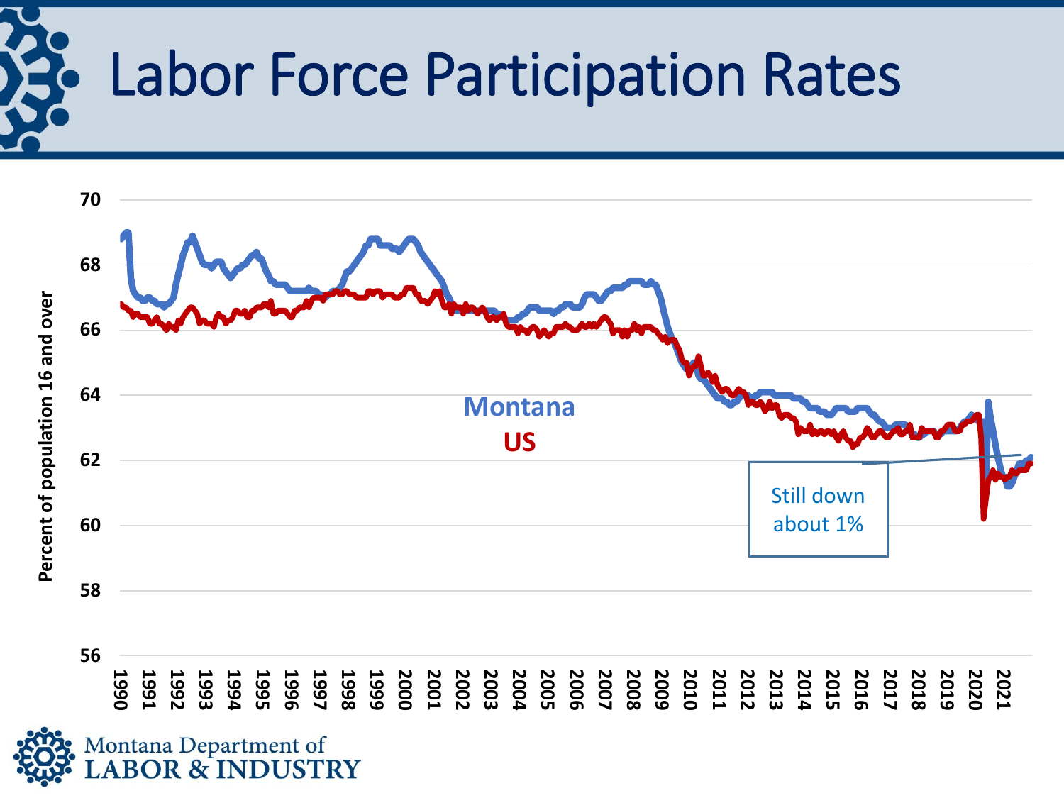# Labor Force Participation Rates

Percent of population 16 and over

Montana

US

Still down about 1%

Montana Department of LABOR & INDUSTRY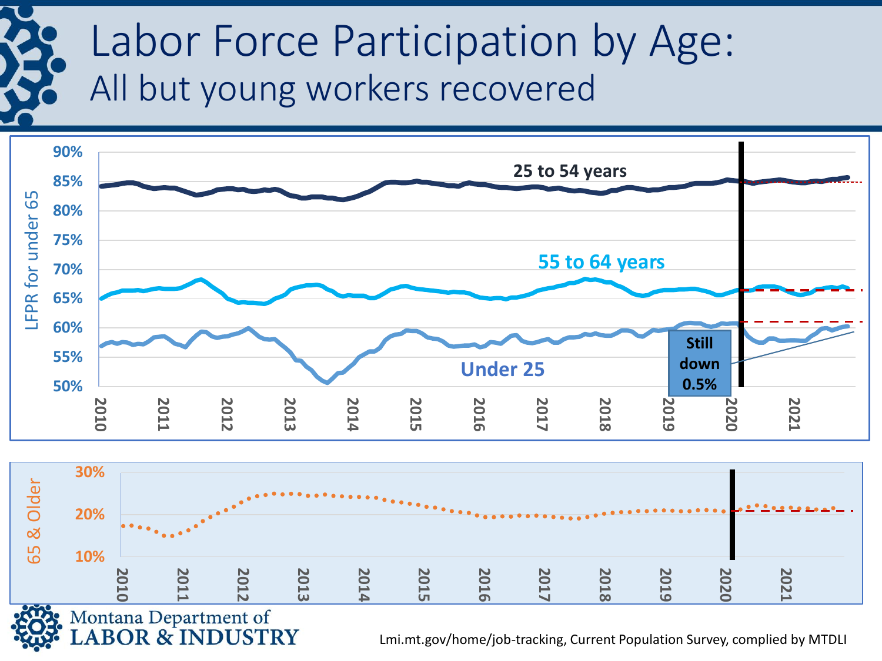# Labor Force Participation by Age:
## All but young workers recovered

LFPR for under 65

90%
85%
80%
75%
70%
65%
60%
55%
50%

2010 2011 2012 2013 2014 2015 2016 2017 2018 2019 2020 2021

25 to 54 years

55 to 64 years

Under 25

**Still down 0.5%**

65 & Older

30%
20%
10%

2010 2011 2012 2013 2014 2015 2016 2017 2018 2019 2020 2021

Montana Department of LABOR & INDUSTRY

Lmi.mt.gov/home/job-tracking, Current Population Survey, complied by MTDLI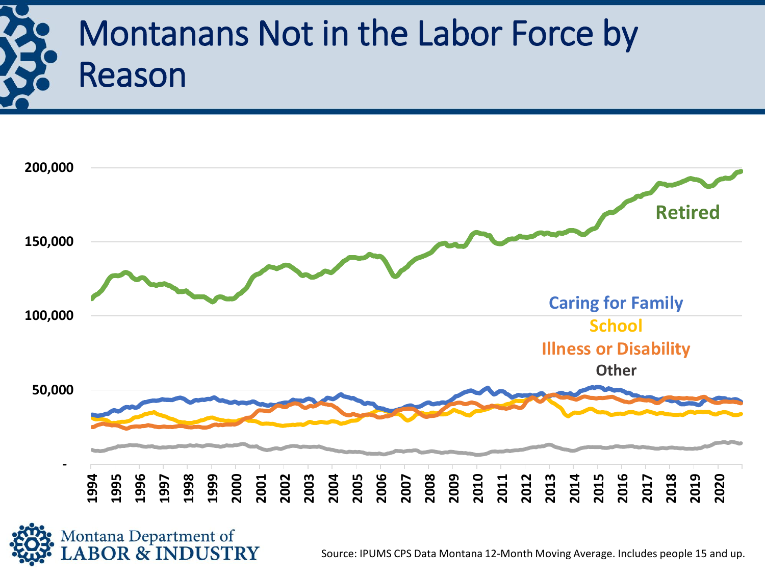# Montanans Not in the Labor Force by Reason

Source: IPUMS CPS Data Montana 12-Month Moving Average. Includes people 15 and up.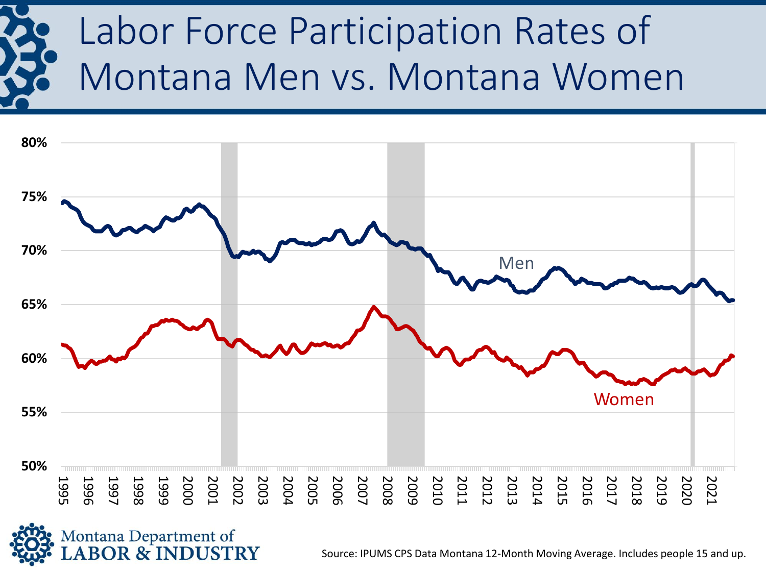# Labor Force Participation Rates of Montana Men vs. Montana Women

Source: IPUMS CPS Data Montana 12-Month Moving Average. Includes people 15 and up.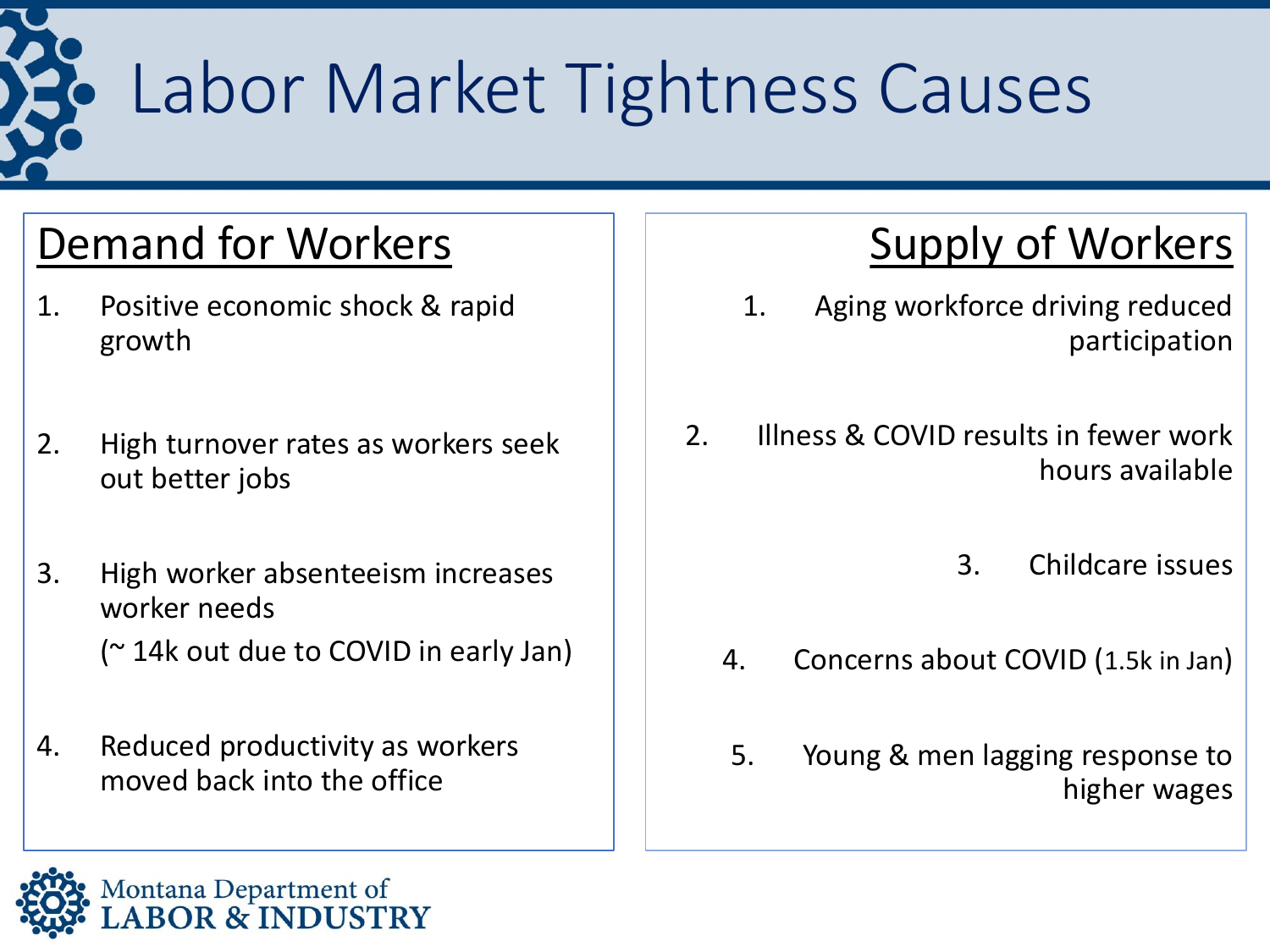# Labor Market Tightness Causes

## Demand for Workers

1. Positive economic shock & rapid growth
2. High turnover rates as workers seek out better jobs
3. High worker absenteeism increases worker needs

   (~ 14k out due to COVID in early Jan)
4. Reduced productivity as workers moved back into the office

## Supply of Workers

1. Aging workforce driving reduced participation
2. Illness & COVID results in fewer work hours available
3. Childcare issues
4. Concerns about COVID (1.5k in Jan)
5. Young & men lagging response to higher wages

Montana Department of LABOR & INDUSTRY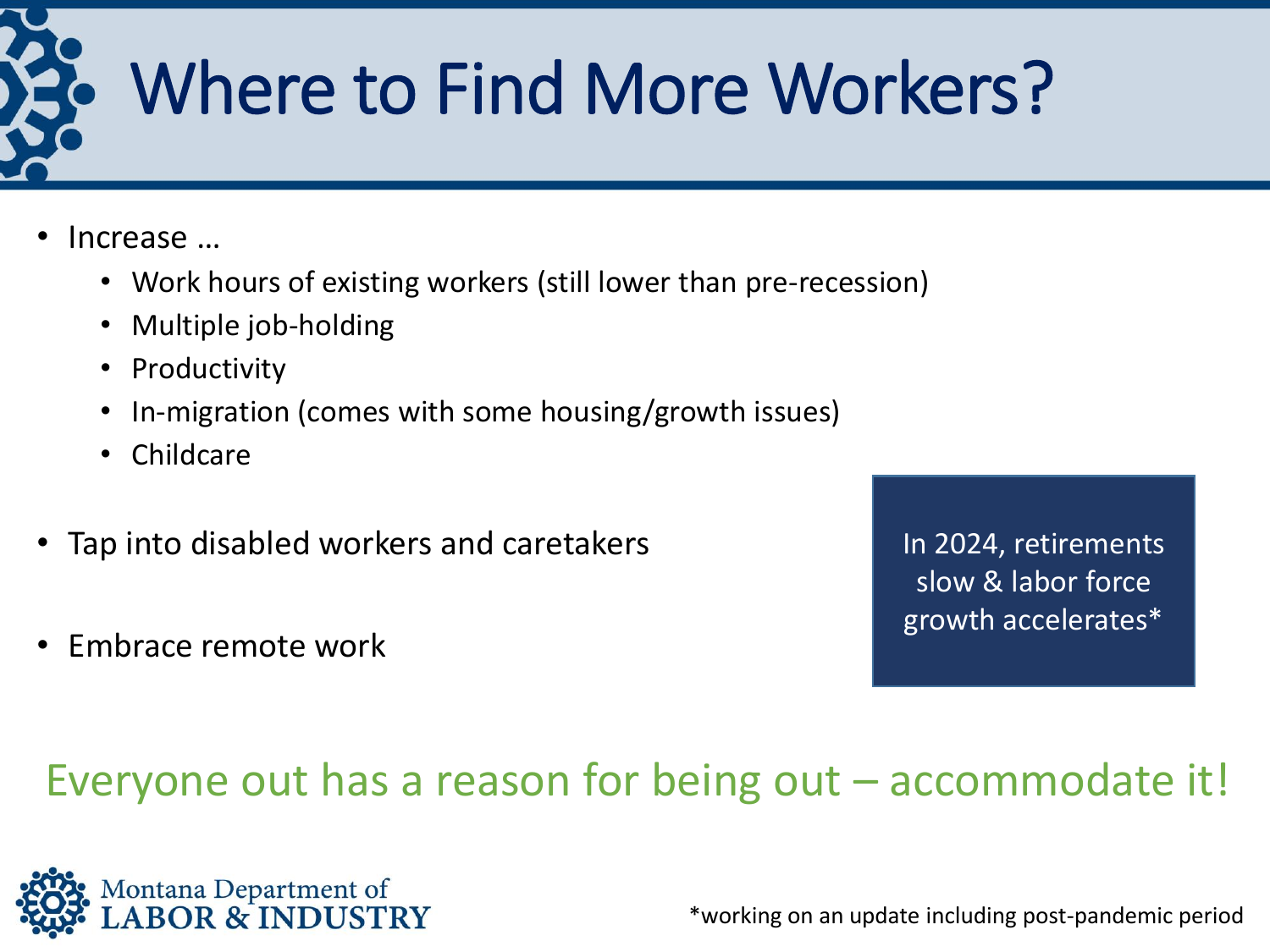# Where to Find More Workers?

- Increase …
  - Work hours of existing workers (still lower than pre-recession)
  - Multiple job-holding
  - Productivity
  - In-migration (comes with some housing/growth issues)
  - Childcare
- Tap into disabled workers and caretakers
- Embrace remote work

In 2024, retirements slow & labor force growth accelerates*

Everyone out has a reason for being out – accommodate it!

Montana Department of LABOR & INDUSTRY

*working on an update including post-pandemic period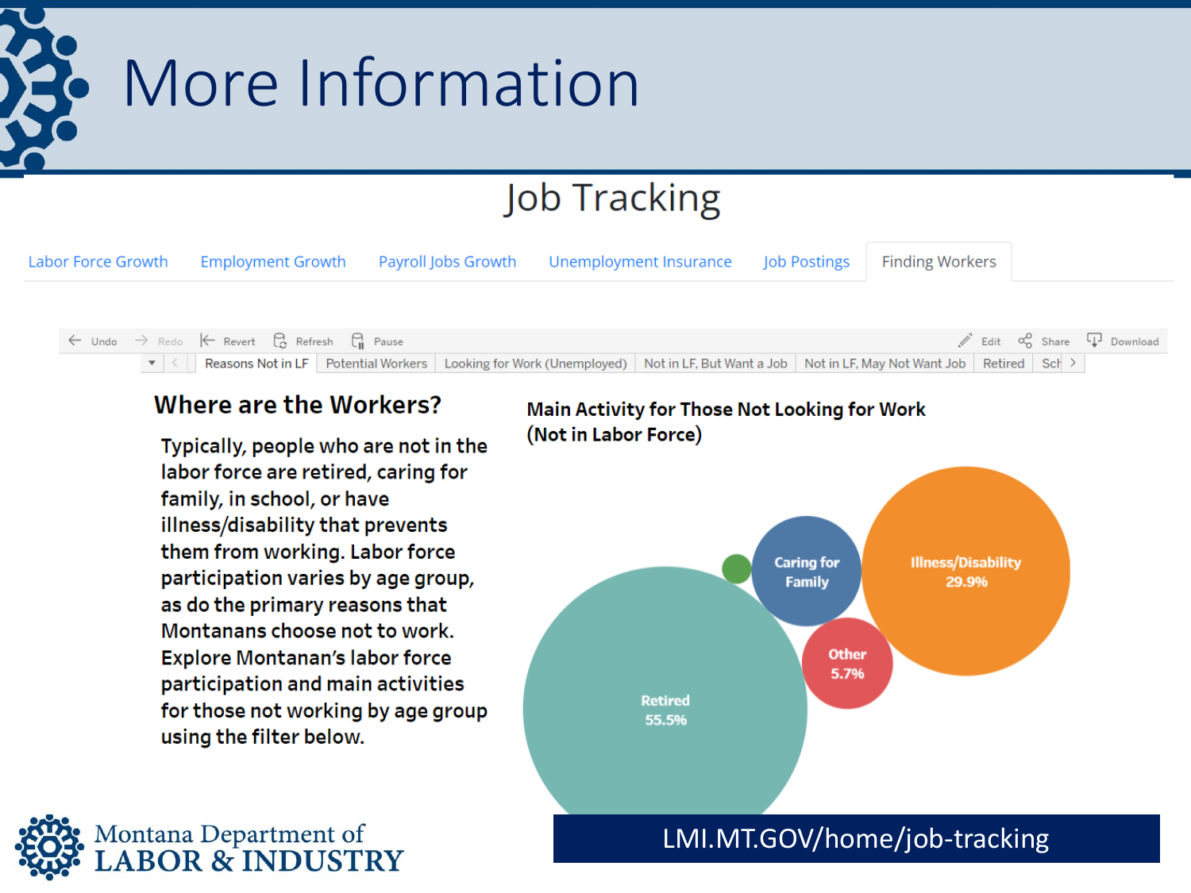# More Information

## Job Tracking

Labor Force Growth | Employment Growth | Payroll Jobs Growth | Unemployment Insurance | Job Postings | Finding Workers

Undo | Redo | Revert | Refresh | Pause | Edit | Share | Download

Reasons Not in LF | Potential Workers | Looking for Work (Unemployed) | Not in LF, But Want a Job | Not in LF, May Not Want Job | Retired | Sch

### Where are the Workers?

Typically, people who are not in the labor force are retired, caring for family, in school, or have illness/disability that prevents them from working. Labor force participation varies by age group, as do the primary reasons that Montanans choose not to work. Explore Montanan's labor force participation and main activities for those not working by age group using the filter below.

### Main Activity for Those Not Looking for Work (Not in Labor Force)

Caring for Family

Illness/Disability 29.9%

Other 5.7%

Retired 55.5%

Montana Department of LABOR & INDUSTRY

LMI.MT.GOV/home/job-tracking